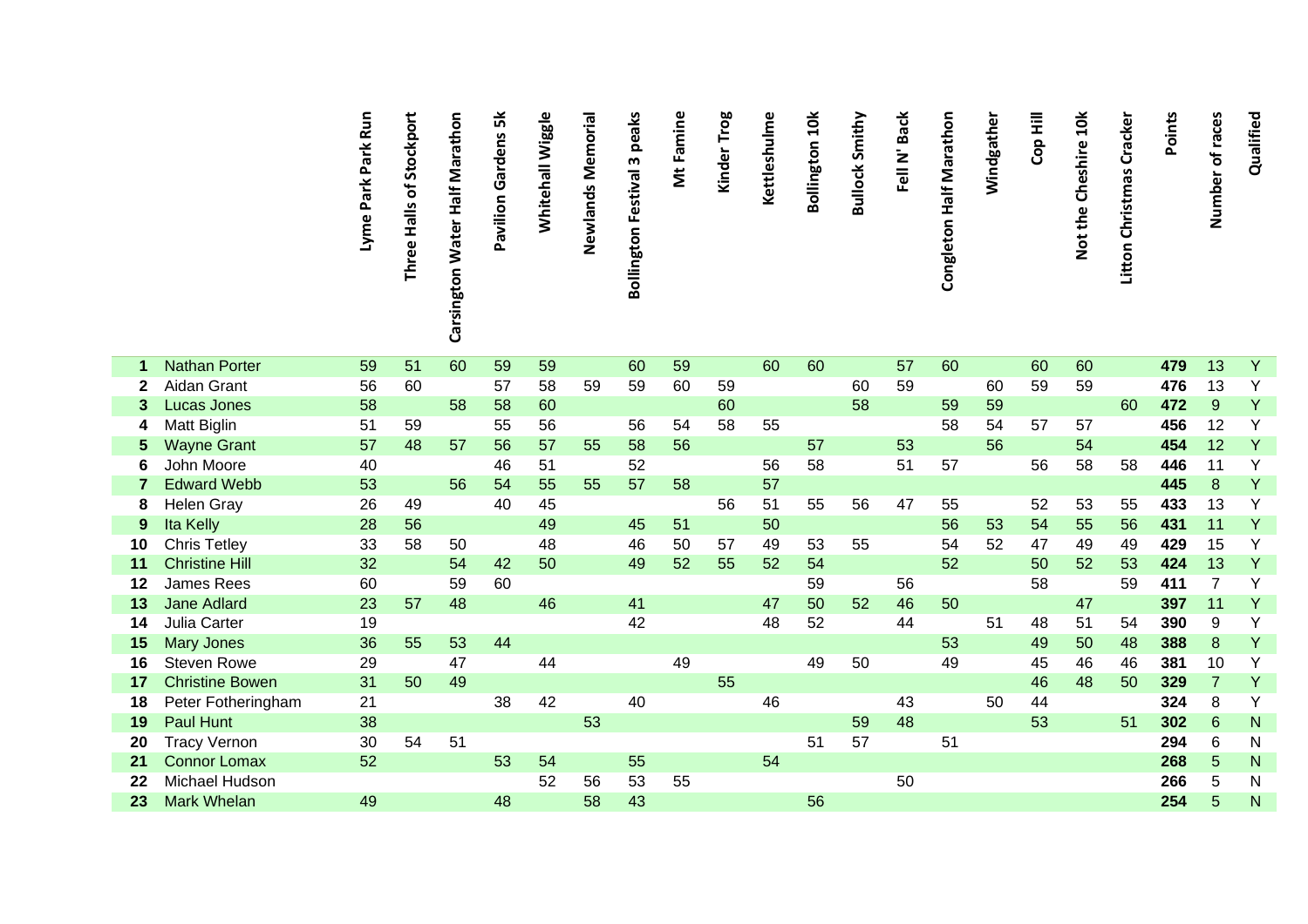| | | Lyme Park Park Run | Three Halls of Stockport | Carsington Water Half Marathon | Pavilion Gardens 5k | Whitehall Wiggle | Newlands Memorial | Bollington Festival 3 peaks | Mt Famine | Kinder Trog | Kettleshulme | Bollington 10k | Bullock Smithy | Fell N' Back | Congleton Half Marathon | Windgather | Cop Hill | Not the Cheshire 10k | Litton Christmas Cracker | Points | Number of races | Qualified |
|---|---|---|---|---|---|---|---|---|---|---|---|---|---|---|---|---|---|---|---|---|---|---|
| **1** | Nathan Porter | 59 | 51 | 60 | 59 | 59 | | 60 | 59 | | 60 | 60 | | 57 | 60 | | 60 | 60 | | **479** | 13 | Y |
| **2** | Aidan Grant | 56 | 60 | | 57 | 58 | 59 | 59 | 60 | 59 | | | 60 | 59 | | 60 | 59 | 59 | | **476** | 13 | Y |
| **3** | Lucas Jones | 58 | | 58 | 58 | 60 | | | | 60 | | | 58 | | 59 | 59 | | | 60 | **472** | 9 | Y |
| **4** | Matt Biglin | 51 | 59 | | 55 | 56 | | 56 | 54 | 58 | 55 | | | | 58 | 54 | 57 | 57 | | **456** | 12 | Y |
| **5** | Wayne Grant | 57 | 48 | 57 | 56 | 57 | 55 | 58 | 56 | | | 57 | | 53 | | 56 | | 54 | | **454** | 12 | Y |
| **6** | John Moore | 40 | | | 46 | 51 | | 52 | | | 56 | 58 | | 51 | 57 | | 56 | 58 | 58 | **446** | 11 | Y |
| **7** | Edward Webb | 53 | | 56 | 54 | 55 | 55 | 57 | 58 | | 57 | | | | | | | | | **445** | 8 | Y |
| **8** | Helen Gray | 26 | 49 | | 40 | 45 | | | | 56 | 51 | 55 | 56 | 47 | 55 | | 52 | 53 | 55 | **433** | 13 | Y |
| **9** | Ita Kelly | 28 | 56 | | | 49 | | 45 | 51 | | 50 | | | | 56 | 53 | 54 | 55 | 56 | **431** | 11 | Y |
| **10** | Chris Tetley | 33 | 58 | 50 | | 48 | | 46 | 50 | 57 | 49 | 53 | 55 | | 54 | 52 | 47 | 49 | 49 | **429** | 15 | Y |
| **11** | Christine Hill | 32 | | 54 | 42 | 50 | | 49 | 52 | 55 | 52 | 54 | | | 52 | | 50 | 52 | 53 | **424** | 13 | Y |
| **12** | James Rees | 60 | | 59 | 60 | | | | | | | 59 | | 56 | | | 58 | | 59 | **411** | 7 | Y |
| **13** | Jane Adlard | 23 | 57 | 48 | | 46 | | 41 | | | 47 | 50 | 52 | 46 | 50 | | | 47 | | **397** | 11 | Y |
| **14** | Julia Carter | 19 | | | | | | 42 | | | 48 | 52 | | 44 | | 51 | 48 | 51 | 54 | **390** | 9 | Y |
| **15** | Mary Jones | 36 | 55 | 53 | 44 | | | | | | | | | | 53 | | 49 | 50 | 48 | **388** | 8 | Y |
| **16** | Steven Rowe | 29 | | 47 | | 44 | | | 49 | | | 49 | 50 | | 49 | | 45 | 46 | 46 | **381** | 10 | Y |
| **17** | Christine Bowen | 31 | 50 | 49 | | | | | | 55 | | | | | | | 46 | 48 | 50 | **329** | 7 | Y |
| **18** | Peter Fotheringham | 21 | | | 38 | 42 | | 40 | | | 46 | | | 43 | | 50 | 44 | | | **324** | 8 | Y |
| **19** | Paul Hunt | 38 | | | | | 53 | | | | | | 59 | 48 | | | 53 | | 51 | **302** | 6 | N |
| **20** | Tracy Vernon | 30 | 54 | 51 | | | | | | | | 51 | 57 | | 51 | | | | | **294** | 6 | N |
| **21** | Connor Lomax | 52 | | | 53 | 54 | | 55 | | | 54 | | | | | | | | | **268** | 5 | N |
| **22** | Michael Hudson | | | | | 52 | 56 | 53 | 55 | | | | | 50 | | | | | | **266** | 5 | N |
| **23** | Mark Whelan | 49 | | | 48 | | 58 | 43 | | | | 56 | | | | | | | | **254** | 5 | N |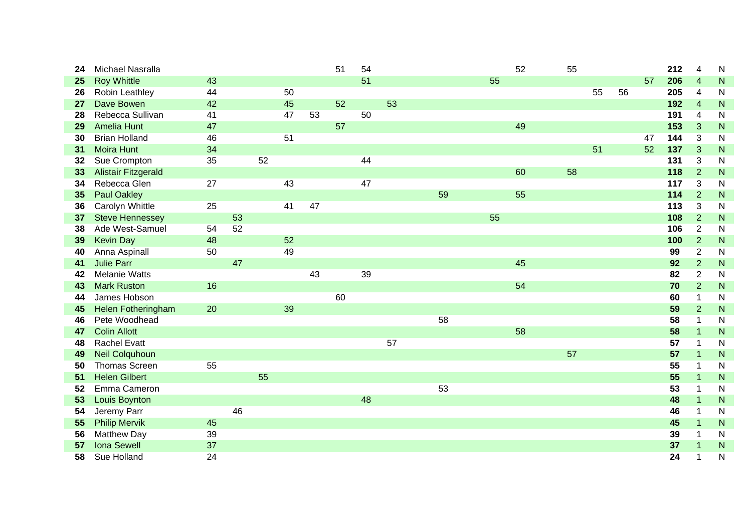| | | | | | | | | | | | | | | | | | | | | | | |
|---|---|---|---|---|---|---|---|---|---|---|---|---|---|---|---|---|---|---|---|---|---|---|
| **24** | Michael Nasralla | | | | | | 51 | 54 | | | | | | 52 | | 55 | | | | **212** | 4 | N |
| **25** | Roy Whittle | 43 | | | | | | 51 | | | | | 55 | | | | | | 57 | **206** | 4 | N |
| **26** | Robin Leathley | 44 | | | 50 | | | | | | | | | | | | 55 | 56 | | **205** | 4 | N |
| **27** | Dave Bowen | 42 | | | 45 | | 52 | | 53 | | | | | | | | | | | **192** | 4 | N |
| **28** | Rebecca Sullivan | 41 | | | 47 | 53 | | 50 | | | | | | | | | | | | **191** | 4 | N |
| **29** | Amelia Hunt | 47 | | | | | 57 | | | | | | | 49 | | | | | | **153** | 3 | N |
| **30** | Brian Holland | 46 | | | 51 | | | | | | | | | | | | | | 47 | **144** | 3 | N |
| **31** | Moira Hunt | 34 | | | | | | | | | | | | | | | 51 | | 52 | **137** | 3 | N |
| **32** | Sue Crompton | 35 | | 52 | | | | 44 | | | | | | | | | | | | **131** | 3 | N |
| **33** | Alistair Fitzgerald | | | | | | | | | | | | | 60 | | 58 | | | | **118** | 2 | N |
| **34** | Rebecca Glen | 27 | | | 43 | | | 47 | | | | | | | | | | | | **117** | 3 | N |
| **35** | Paul Oakley | | | | | | | | | | 59 | | | 55 | | | | | | **114** | 2 | N |
| **36** | Carolyn Whittle | 25 | | | 41 | 47 | | | | | | | | | | | | | | **113** | 3 | N |
| **37** | Steve Hennessey | | 53 | | | | | | | | | | 55 | | | | | | | **108** | 2 | N |
| **38** | Ade West-Samuel | 54 | 52 | | | | | | | | | | | | | | | | | **106** | 2 | N |
| **39** | Kevin Day | 48 | | | 52 | | | | | | | | | | | | | | | **100** | 2 | N |
| **40** | Anna Aspinall | 50 | | | 49 | | | | | | | | | | | | | | | **99** | 2 | N |
| **41** | Julie Parr | | 47 | | | | | | | | | | | 45 | | | | | | **92** | 2 | N |
| **42** | Melanie Watts | | | | | 43 | | 39 | | | | | | | | | | | | **82** | 2 | N |
| **43** | Mark Ruston | 16 | | | | | | | | | | | | 54 | | | | | | **70** | 2 | N |
| **44** | James Hobson | | | | | | 60 | | | | | | | | | | | | | **60** | 1 | N |
| **45** | Helen Fotheringham | 20 | | | 39 | | | | | | | | | | | | | | | **59** | 2 | N |
| **46** | Pete Woodhead | | | | | | | | | | 58 | | | | | | | | | **58** | 1 | N |
| **47** | Colin Allott | | | | | | | | | | | | | 58 | | | | | | **58** | 1 | N |
| **48** | Rachel Evatt | | | | | | | | 57 | | | | | | | | | | | **57** | 1 | N |
| **49** | Neil Colquhoun | | | | | | | | | | | | | | | 57 | | | | **57** | 1 | N |
| **50** | Thomas Screen | 55 | | | | | | | | | | | | | | | | | | **55** | 1 | N |
| **51** | Helen Gilbert | | | 55 | | | | | | | | | | | | | | | | **55** | 1 | N |
| **52** | Emma Cameron | | | | | | | | | | 53 | | | | | | | | | **53** | 1 | N |
| **53** | Louis Boynton | | | | | | | 48 | | | | | | | | | | | | **48** | 1 | N |
| **54** | Jeremy Parr | | 46 | | | | | | | | | | | | | | | | | **46** | 1 | N |
| **55** | Philip Mervik | 45 | | | | | | | | | | | | | | | | | | **45** | 1 | N |
| **56** | Matthew Day | 39 | | | | | | | | | | | | | | | | | | **39** | 1 | N |
| **57** | Iona Sewell | 37 | | | | | | | | | | | | | | | | | | **37** | 1 | N |
| **58** | Sue Holland | 24 | | | | | | | | | | | | | | | | | | **24** | 1 | N |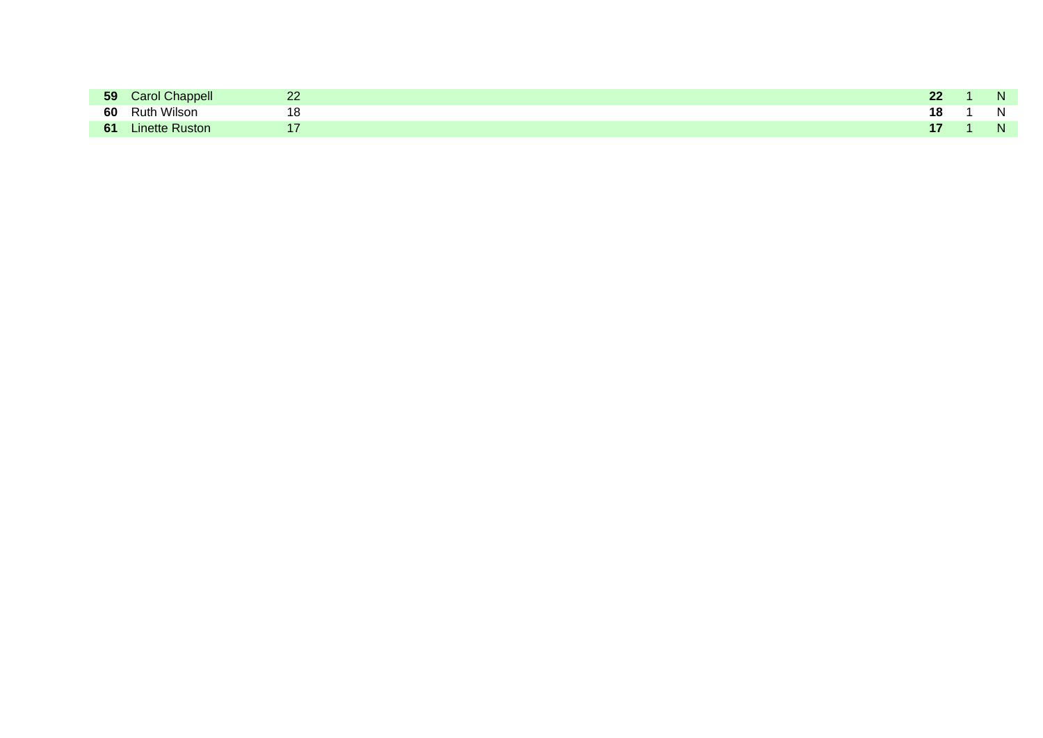| | | | | | |
|---|---|---|---|---|---|
| **59** | Carol Chappell | 22 | **22** | 1 | N |
| **60** | Ruth Wilson | 18 | **18** | 1 | N |
| **61** | Linette Ruston | 17 | **17** | 1 | N |